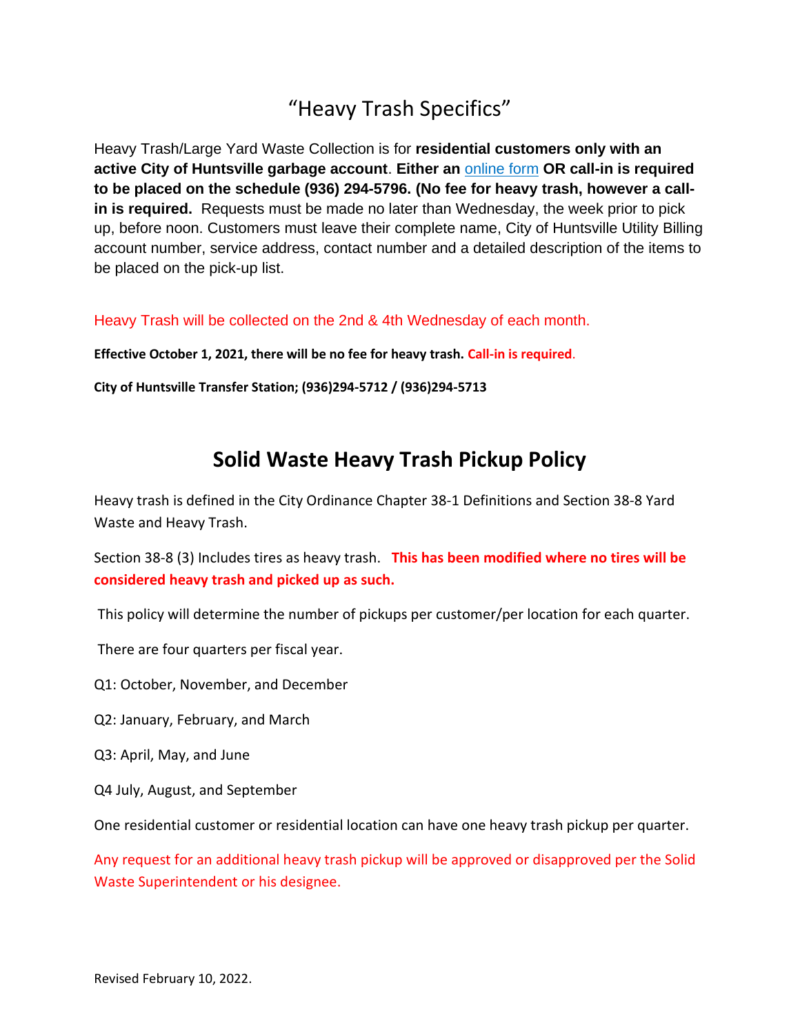# "Heavy Trash Specifics"

Heavy Trash/Large Yard Waste Collection is for **residential customers only with an active City of Huntsville garbage account**. **Either an** online form **OR call-in is required to be placed on the schedule (936) 294-5796. (No fee for heavy trash, however a call-in is required.** Requests must be made no later than Wednesday, the week prior to pick up, before noon. Customers must leave their complete name, City of Huntsville Utility Billing account number, service address, contact number and a detailed description of the items to be placed on the pick-up list.

Heavy Trash will be collected on the 2nd & 4th Wednesday of each month.

**Effective October 1, 2021, there will be no fee for heavy trash. Call-in is required.**

**City of Huntsville Transfer Station; (936)294-5712 / (936)294-5713**

# Solid Waste Heavy Trash Pickup Policy

Heavy trash is defined in the City Ordinance Chapter 38-1 Definitions and Section 38-8 Yard Waste and Heavy Trash.

Section 38-8 (3) Includes tires as heavy trash. **This has been modified where no tires will be considered heavy trash and picked up as such.**

This policy will determine the number of pickups per customer/per location for each quarter.

There are four quarters per fiscal year.

Q1: October, November, and December

Q2: January, February, and March

Q3: April, May, and June

Q4 July, August, and September

One residential customer or residential location can have one heavy trash pickup per quarter.

Any request for an additional heavy trash pickup will be approved or disapproved per the Solid Waste Superintendent or his designee.

Revised February 10, 2022.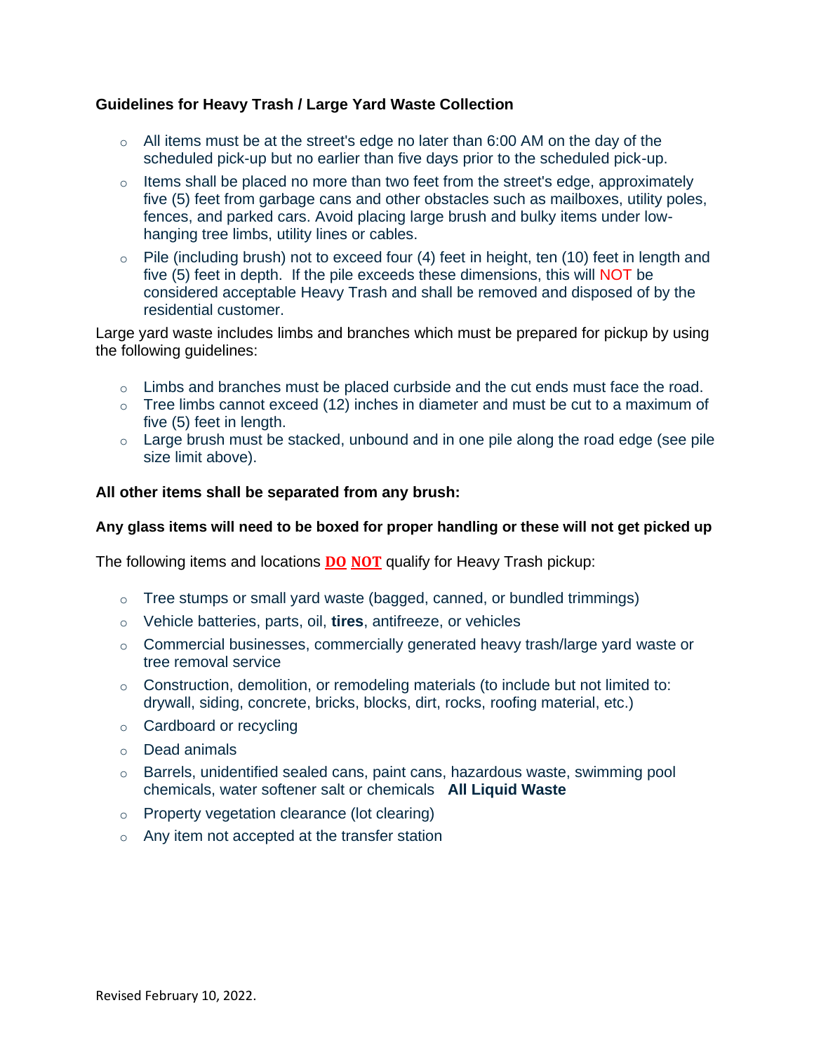### Guidelines for Heavy Trash / Large Yard Waste Collection

- All items must be at the street's edge no later than 6:00 AM on the day of the scheduled pick-up but no earlier than five days prior to the scheduled pick-up.
- Items shall be placed no more than two feet from the street's edge, approximately five (5) feet from garbage cans and other obstacles such as mailboxes, utility poles, fences, and parked cars. Avoid placing large brush and bulky items under low-hanging tree limbs, utility lines or cables.
- Pile (including brush) not to exceed four (4) feet in height, ten (10) feet in length and five (5) feet in depth. If the pile exceeds these dimensions, this will NOT be considered acceptable Heavy Trash and shall be removed and disposed of by the residential customer.

Large yard waste includes limbs and branches which must be prepared for pickup by using the following guidelines:

- Limbs and branches must be placed curbside and the cut ends must face the road.
- Tree limbs cannot exceed (12) inches in diameter and must be cut to a maximum of five (5) feet in length.
- Large brush must be stacked, unbound and in one pile along the road edge (see pile size limit above).

**All other items shall be separated from any brush:**

**Any glass items will need to be boxed for proper handling or these will not get picked up**

The following items and locations **DO NOT** qualify for Heavy Trash pickup:

- Tree stumps or small yard waste (bagged, canned, or bundled trimmings)
- Vehicle batteries, parts, oil, **tires**, antifreeze, or vehicles
- Commercial businesses, commercially generated heavy trash/large yard waste or tree removal service
- Construction, demolition, or remodeling materials (to include but not limited to: drywall, siding, concrete, bricks, blocks, dirt, rocks, roofing material, etc.)
- Cardboard or recycling
- Dead animals
- Barrels, unidentified sealed cans, paint cans, hazardous waste, swimming pool chemicals, water softener salt or chemicals **All Liquid Waste**
- Property vegetation clearance (lot clearing)
- Any item not accepted at the transfer station

Revised February 10, 2022.